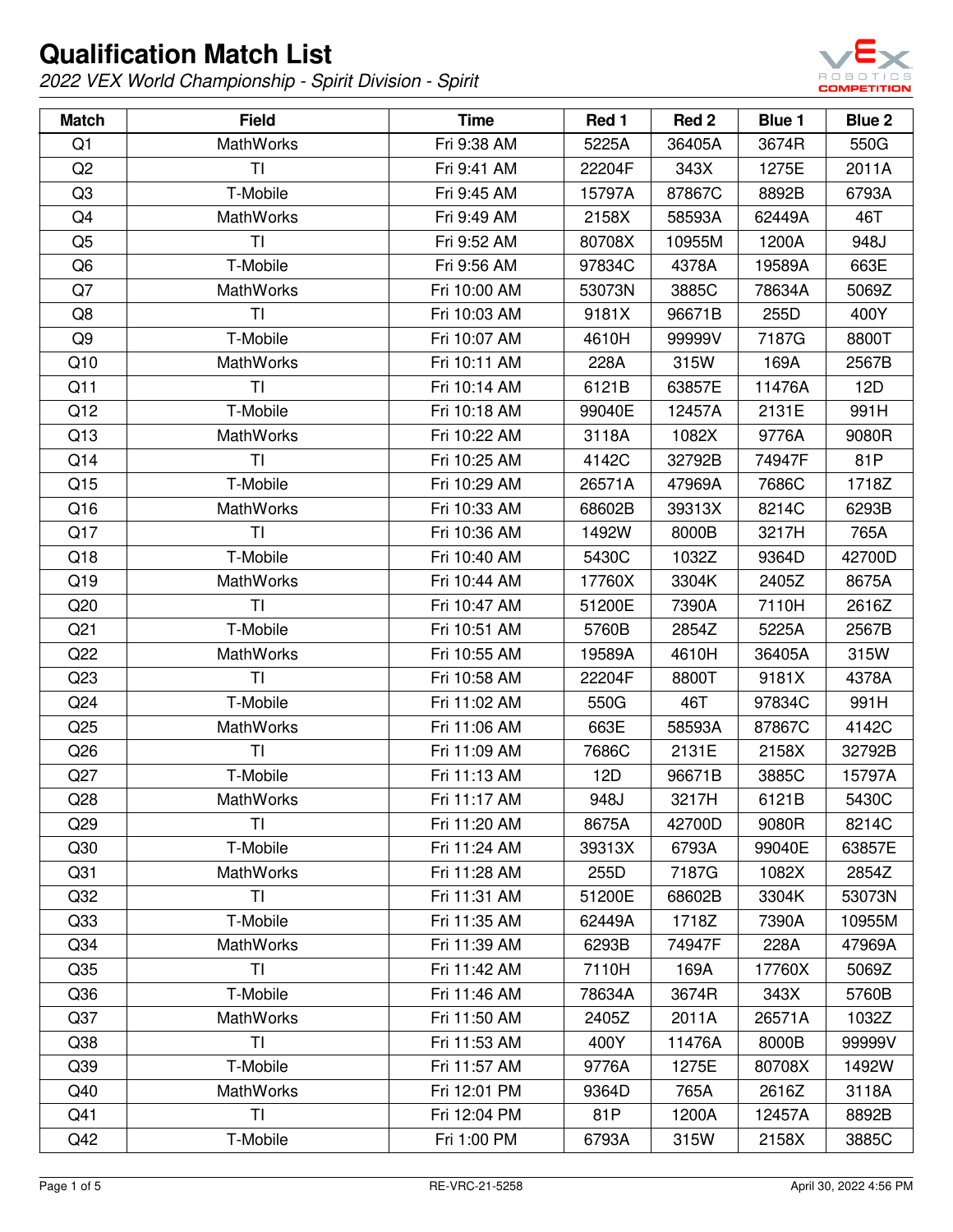# Qualification Match List

*2022 VEX World Championship - Spirit Division - Spirit*

| Match | Field | Time | Red 1 | Red 2 | Blue 1 | Blue 2 |
|---|---|---|---|---|---|---|
| Q1 | MathWorks | Fri 9:38 AM | 5225A | 36405A | 3674R | 550G |
| Q2 | TI | Fri 9:41 AM | 22204F | 343X | 1275E | 2011A |
| Q3 | T-Mobile | Fri 9:45 AM | 15797A | 87867C | 8892B | 6793A |
| Q4 | MathWorks | Fri 9:49 AM | 2158X | 58593A | 62449A | 46T |
| Q5 | TI | Fri 9:52 AM | 80708X | 10955M | 1200A | 948J |
| Q6 | T-Mobile | Fri 9:56 AM | 97834C | 4378A | 19589A | 663E |
| Q7 | MathWorks | Fri 10:00 AM | 53073N | 3885C | 78634A | 5069Z |
| Q8 | TI | Fri 10:03 AM | 9181X | 96671B | 255D | 400Y |
| Q9 | T-Mobile | Fri 10:07 AM | 4610H | 99999V | 7187G | 8800T |
| Q10 | MathWorks | Fri 10:11 AM | 228A | 315W | 169A | 2567B |
| Q11 | TI | Fri 10:14 AM | 6121B | 63857E | 11476A | 12D |
| Q12 | T-Mobile | Fri 10:18 AM | 99040E | 12457A | 2131E | 991H |
| Q13 | MathWorks | Fri 10:22 AM | 3118A | 1082X | 9776A | 9080R |
| Q14 | TI | Fri 10:25 AM | 4142C | 32792B | 74947F | 81P |
| Q15 | T-Mobile | Fri 10:29 AM | 26571A | 47969A | 7686C | 1718Z |
| Q16 | MathWorks | Fri 10:33 AM | 68602B | 39313X | 8214C | 6293B |
| Q17 | TI | Fri 10:36 AM | 1492W | 8000B | 3217H | 765A |
| Q18 | T-Mobile | Fri 10:40 AM | 5430C | 1032Z | 9364D | 42700D |
| Q19 | MathWorks | Fri 10:44 AM | 17760X | 3304K | 2405Z | 8675A |
| Q20 | TI | Fri 10:47 AM | 51200E | 7390A | 7110H | 2616Z |
| Q21 | T-Mobile | Fri 10:51 AM | 5760B | 2854Z | 5225A | 2567B |
| Q22 | MathWorks | Fri 10:55 AM | 19589A | 4610H | 36405A | 315W |
| Q23 | TI | Fri 10:58 AM | 22204F | 8800T | 9181X | 4378A |
| Q24 | T-Mobile | Fri 11:02 AM | 550G | 46T | 97834C | 991H |
| Q25 | MathWorks | Fri 11:06 AM | 663E | 58593A | 87867C | 4142C |
| Q26 | TI | Fri 11:09 AM | 7686C | 2131E | 2158X | 32792B |
| Q27 | T-Mobile | Fri 11:13 AM | 12D | 96671B | 3885C | 15797A |
| Q28 | MathWorks | Fri 11:17 AM | 948J | 3217H | 6121B | 5430C |
| Q29 | TI | Fri 11:20 AM | 8675A | 42700D | 9080R | 8214C |
| Q30 | T-Mobile | Fri 11:24 AM | 39313X | 6793A | 99040E | 63857E |
| Q31 | MathWorks | Fri 11:28 AM | 255D | 7187G | 1082X | 2854Z |
| Q32 | TI | Fri 11:31 AM | 51200E | 68602B | 3304K | 53073N |
| Q33 | T-Mobile | Fri 11:35 AM | 62449A | 1718Z | 7390A | 10955M |
| Q34 | MathWorks | Fri 11:39 AM | 6293B | 74947F | 228A | 47969A |
| Q35 | TI | Fri 11:42 AM | 7110H | 169A | 17760X | 5069Z |
| Q36 | T-Mobile | Fri 11:46 AM | 78634A | 3674R | 343X | 5760B |
| Q37 | MathWorks | Fri 11:50 AM | 2405Z | 2011A | 26571A | 1032Z |
| Q38 | TI | Fri 11:53 AM | 400Y | 11476A | 8000B | 99999V |
| Q39 | T-Mobile | Fri 11:57 AM | 9776A | 1275E | 80708X | 1492W |
| Q40 | MathWorks | Fri 12:01 PM | 9364D | 765A | 2616Z | 3118A |
| Q41 | TI | Fri 12:04 PM | 81P | 1200A | 12457A | 8892B |
| Q42 | T-Mobile | Fri 1:00 PM | 6793A | 315W | 2158X | 3885C |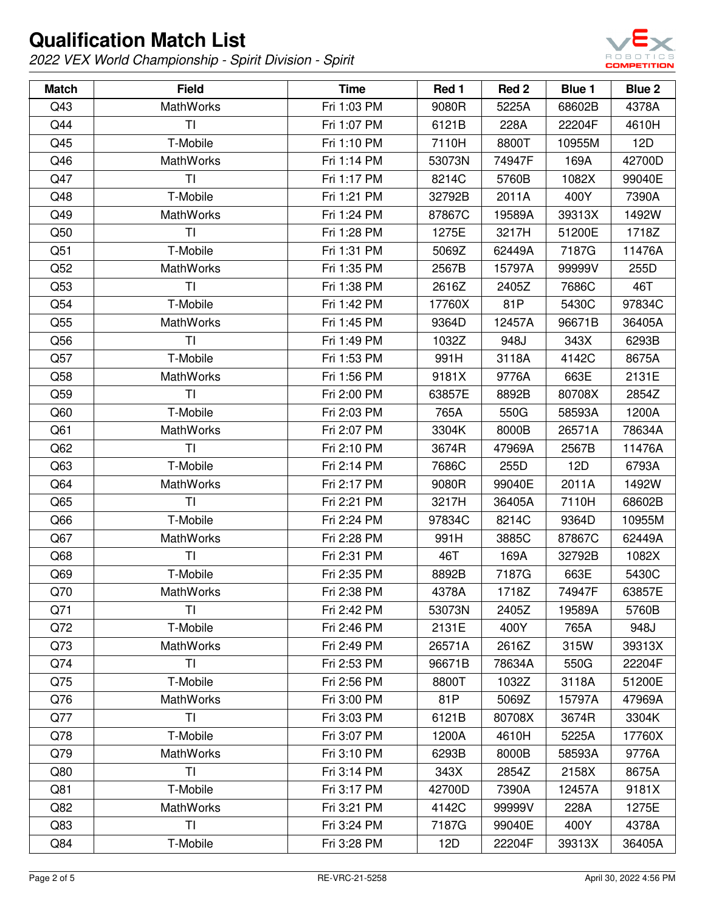# Qualification Match List

*2022 VEX World Championship - Spirit Division - Spirit*

| Match | Field | Time | Red 1 | Red 2 | Blue 1 | Blue 2 |
|---|---|---|---|---|---|---|
| Q43 | MathWorks | Fri 1:03 PM | 9080R | 5225A | 68602B | 4378A |
| Q44 | TI | Fri 1:07 PM | 6121B | 228A | 22204F | 4610H |
| Q45 | T-Mobile | Fri 1:10 PM | 7110H | 8800T | 10955M | 12D |
| Q46 | MathWorks | Fri 1:14 PM | 53073N | 74947F | 169A | 42700D |
| Q47 | TI | Fri 1:17 PM | 8214C | 5760B | 1082X | 99040E |
| Q48 | T-Mobile | Fri 1:21 PM | 32792B | 2011A | 400Y | 7390A |
| Q49 | MathWorks | Fri 1:24 PM | 87867C | 19589A | 39313X | 1492W |
| Q50 | TI | Fri 1:28 PM | 1275E | 3217H | 51200E | 1718Z |
| Q51 | T-Mobile | Fri 1:31 PM | 5069Z | 62449A | 7187G | 11476A |
| Q52 | MathWorks | Fri 1:35 PM | 2567B | 15797A | 99999V | 255D |
| Q53 | TI | Fri 1:38 PM | 2616Z | 2405Z | 7686C | 46T |
| Q54 | T-Mobile | Fri 1:42 PM | 17760X | 81P | 5430C | 97834C |
| Q55 | MathWorks | Fri 1:45 PM | 9364D | 12457A | 96671B | 36405A |
| Q56 | TI | Fri 1:49 PM | 1032Z | 948J | 343X | 6293B |
| Q57 | T-Mobile | Fri 1:53 PM | 991H | 3118A | 4142C | 8675A |
| Q58 | MathWorks | Fri 1:56 PM | 9181X | 9776A | 663E | 2131E |
| Q59 | TI | Fri 2:00 PM | 63857E | 8892B | 80708X | 2854Z |
| Q60 | T-Mobile | Fri 2:03 PM | 765A | 550G | 58593A | 1200A |
| Q61 | MathWorks | Fri 2:07 PM | 3304K | 8000B | 26571A | 78634A |
| Q62 | TI | Fri 2:10 PM | 3674R | 47969A | 2567B | 11476A |
| Q63 | T-Mobile | Fri 2:14 PM | 7686C | 255D | 12D | 6793A |
| Q64 | MathWorks | Fri 2:17 PM | 9080R | 99040E | 2011A | 1492W |
| Q65 | TI | Fri 2:21 PM | 3217H | 36405A | 7110H | 68602B |
| Q66 | T-Mobile | Fri 2:24 PM | 97834C | 8214C | 9364D | 10955M |
| Q67 | MathWorks | Fri 2:28 PM | 991H | 3885C | 87867C | 62449A |
| Q68 | TI | Fri 2:31 PM | 46T | 169A | 32792B | 1082X |
| Q69 | T-Mobile | Fri 2:35 PM | 8892B | 7187G | 663E | 5430C |
| Q70 | MathWorks | Fri 2:38 PM | 4378A | 1718Z | 74947F | 63857E |
| Q71 | TI | Fri 2:42 PM | 53073N | 2405Z | 19589A | 5760B |
| Q72 | T-Mobile | Fri 2:46 PM | 2131E | 400Y | 765A | 948J |
| Q73 | MathWorks | Fri 2:49 PM | 26571A | 2616Z | 315W | 39313X |
| Q74 | TI | Fri 2:53 PM | 96671B | 78634A | 550G | 22204F |
| Q75 | T-Mobile | Fri 2:56 PM | 8800T | 1032Z | 3118A | 51200E |
| Q76 | MathWorks | Fri 3:00 PM | 81P | 5069Z | 15797A | 47969A |
| Q77 | TI | Fri 3:03 PM | 6121B | 80708X | 3674R | 3304K |
| Q78 | T-Mobile | Fri 3:07 PM | 1200A | 4610H | 5225A | 17760X |
| Q79 | MathWorks | Fri 3:10 PM | 6293B | 8000B | 58593A | 9776A |
| Q80 | TI | Fri 3:14 PM | 343X | 2854Z | 2158X | 8675A |
| Q81 | T-Mobile | Fri 3:17 PM | 42700D | 7390A | 12457A | 9181X |
| Q82 | MathWorks | Fri 3:21 PM | 4142C | 99999V | 228A | 1275E |
| Q83 | TI | Fri 3:24 PM | 7187G | 99040E | 400Y | 4378A |
| Q84 | T-Mobile | Fri 3:28 PM | 12D | 22204F | 39313X | 36405A |

RE-VRC-21-5258 April 30, 2022 4:56 PM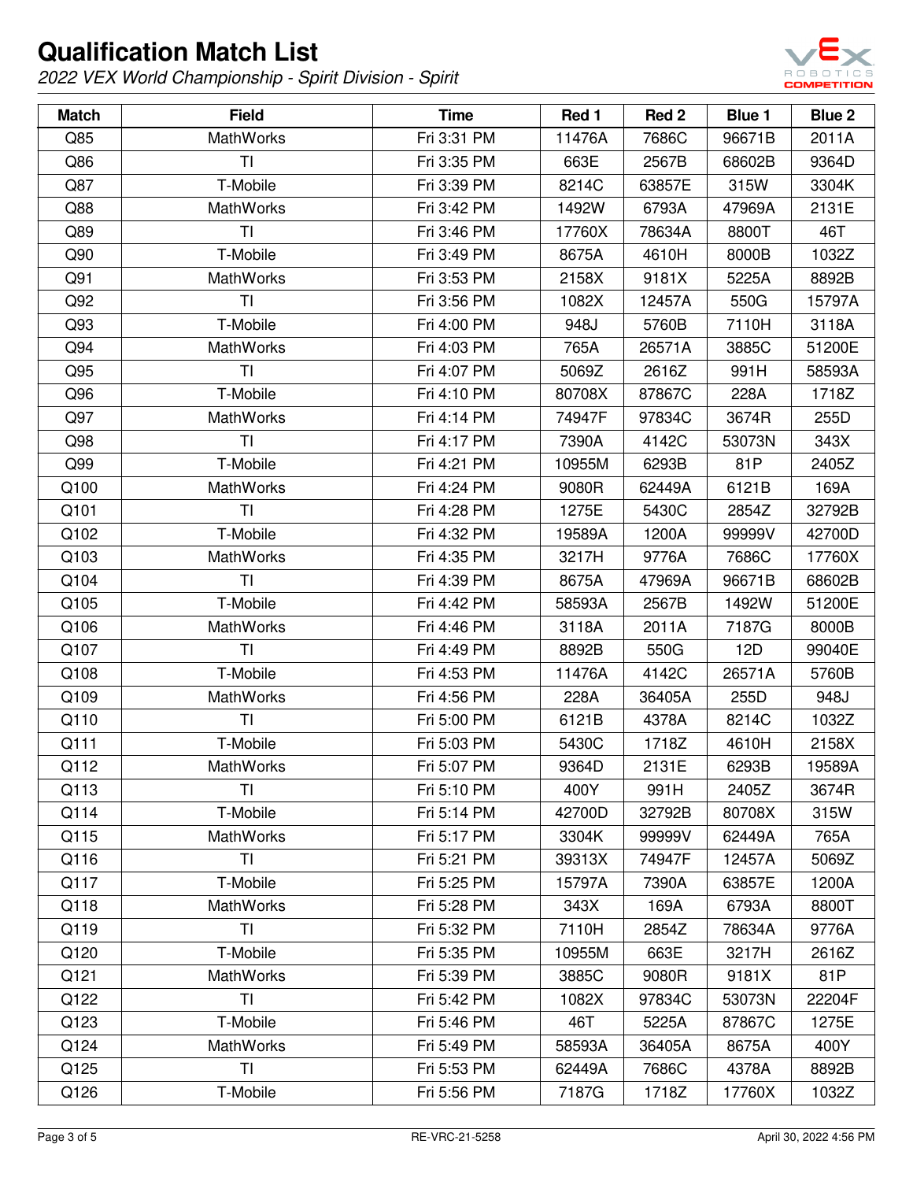# Qualification Match List

*2022 VEX World Championship - Spirit Division - Spirit*

| Match | Field | Time | Red 1 | Red 2 | Blue 1 | Blue 2 |
|---|---|---|---|---|---|---|
| Q85 | MathWorks | Fri 3:31 PM | 11476A | 7686C | 96671B | 2011A |
| Q86 | TI | Fri 3:35 PM | 663E | 2567B | 68602B | 9364D |
| Q87 | T-Mobile | Fri 3:39 PM | 8214C | 63857E | 315W | 3304K |
| Q88 | MathWorks | Fri 3:42 PM | 1492W | 6793A | 47969A | 2131E |
| Q89 | TI | Fri 3:46 PM | 17760X | 78634A | 8800T | 46T |
| Q90 | T-Mobile | Fri 3:49 PM | 8675A | 4610H | 8000B | 1032Z |
| Q91 | MathWorks | Fri 3:53 PM | 2158X | 9181X | 5225A | 8892B |
| Q92 | TI | Fri 3:56 PM | 1082X | 12457A | 550G | 15797A |
| Q93 | T-Mobile | Fri 4:00 PM | 948J | 5760B | 7110H | 3118A |
| Q94 | MathWorks | Fri 4:03 PM | 765A | 26571A | 3885C | 51200E |
| Q95 | TI | Fri 4:07 PM | 5069Z | 2616Z | 991H | 58593A |
| Q96 | T-Mobile | Fri 4:10 PM | 80708X | 87867C | 228A | 1718Z |
| Q97 | MathWorks | Fri 4:14 PM | 74947F | 97834C | 3674R | 255D |
| Q98 | TI | Fri 4:17 PM | 7390A | 4142C | 53073N | 343X |
| Q99 | T-Mobile | Fri 4:21 PM | 10955M | 6293B | 81P | 2405Z |
| Q100 | MathWorks | Fri 4:24 PM | 9080R | 62449A | 6121B | 169A |
| Q101 | TI | Fri 4:28 PM | 1275E | 5430C | 2854Z | 32792B |
| Q102 | T-Mobile | Fri 4:32 PM | 19589A | 1200A | 99999V | 42700D |
| Q103 | MathWorks | Fri 4:35 PM | 3217H | 9776A | 7686C | 17760X |
| Q104 | TI | Fri 4:39 PM | 8675A | 47969A | 96671B | 68602B |
| Q105 | T-Mobile | Fri 4:42 PM | 58593A | 2567B | 1492W | 51200E |
| Q106 | MathWorks | Fri 4:46 PM | 3118A | 2011A | 7187G | 8000B |
| Q107 | TI | Fri 4:49 PM | 8892B | 550G | 12D | 99040E |
| Q108 | T-Mobile | Fri 4:53 PM | 11476A | 4142C | 26571A | 5760B |
| Q109 | MathWorks | Fri 4:56 PM | 228A | 36405A | 255D | 948J |
| Q110 | TI | Fri 5:00 PM | 6121B | 4378A | 8214C | 1032Z |
| Q111 | T-Mobile | Fri 5:03 PM | 5430C | 1718Z | 4610H | 2158X |
| Q112 | MathWorks | Fri 5:07 PM | 9364D | 2131E | 6293B | 19589A |
| Q113 | TI | Fri 5:10 PM | 400Y | 991H | 2405Z | 3674R |
| Q114 | T-Mobile | Fri 5:14 PM | 42700D | 32792B | 80708X | 315W |
| Q115 | MathWorks | Fri 5:17 PM | 3304K | 99999V | 62449A | 765A |
| Q116 | TI | Fri 5:21 PM | 39313X | 74947F | 12457A | 5069Z |
| Q117 | T-Mobile | Fri 5:25 PM | 15797A | 7390A | 63857E | 1200A |
| Q118 | MathWorks | Fri 5:28 PM | 343X | 169A | 6793A | 8800T |
| Q119 | TI | Fri 5:32 PM | 7110H | 2854Z | 78634A | 9776A |
| Q120 | T-Mobile | Fri 5:35 PM | 10955M | 663E | 3217H | 2616Z |
| Q121 | MathWorks | Fri 5:39 PM | 3885C | 9080R | 9181X | 81P |
| Q122 | TI | Fri 5:42 PM | 1082X | 97834C | 53073N | 22204F |
| Q123 | T-Mobile | Fri 5:46 PM | 46T | 5225A | 87867C | 1275E |
| Q124 | MathWorks | Fri 5:49 PM | 58593A | 36405A | 8675A | 400Y |
| Q125 | TI | Fri 5:53 PM | 62449A | 7686C | 4378A | 8892B |
| Q126 | T-Mobile | Fri 5:56 PM | 7187G | 1718Z | 17760X | 1032Z |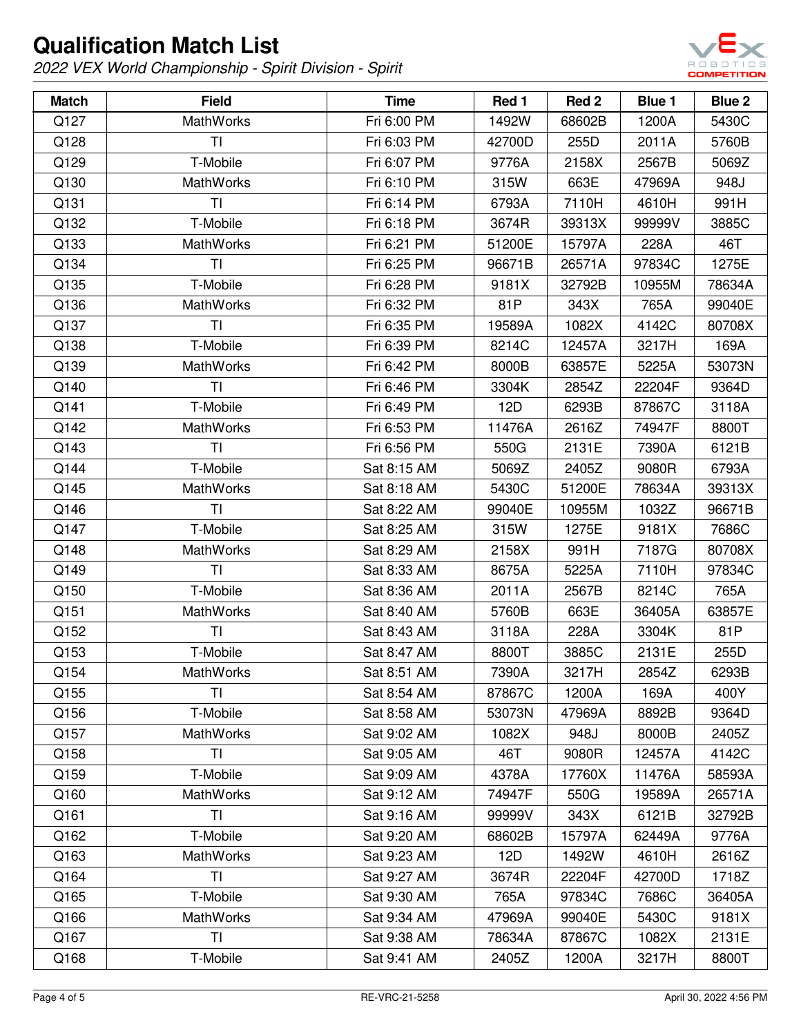# Qualification Match List

*2022 VEX World Championship - Spirit Division - Spirit*

| Match | Field | Time | Red 1 | Red 2 | Blue 1 | Blue 2 |
|---|---|---|---|---|---|---|
| Q127 | MathWorks | Fri 6:00 PM | 1492W | 68602B | 1200A | 5430C |
| Q128 | TI | Fri 6:03 PM | 42700D | 255D | 2011A | 5760B |
| Q129 | T-Mobile | Fri 6:07 PM | 9776A | 2158X | 2567B | 5069Z |
| Q130 | MathWorks | Fri 6:10 PM | 315W | 663E | 47969A | 948J |
| Q131 | TI | Fri 6:14 PM | 6793A | 7110H | 4610H | 991H |
| Q132 | T-Mobile | Fri 6:18 PM | 3674R | 39313X | 99999V | 3885C |
| Q133 | MathWorks | Fri 6:21 PM | 51200E | 15797A | 228A | 46T |
| Q134 | TI | Fri 6:25 PM | 96671B | 26571A | 97834C | 1275E |
| Q135 | T-Mobile | Fri 6:28 PM | 9181X | 32792B | 10955M | 78634A |
| Q136 | MathWorks | Fri 6:32 PM | 81P | 343X | 765A | 99040E |
| Q137 | TI | Fri 6:35 PM | 19589A | 1082X | 4142C | 80708X |
| Q138 | T-Mobile | Fri 6:39 PM | 8214C | 12457A | 3217H | 169A |
| Q139 | MathWorks | Fri 6:42 PM | 8000B | 63857E | 5225A | 53073N |
| Q140 | TI | Fri 6:46 PM | 3304K | 2854Z | 22204F | 9364D |
| Q141 | T-Mobile | Fri 6:49 PM | 12D | 6293B | 87867C | 3118A |
| Q142 | MathWorks | Fri 6:53 PM | 11476A | 2616Z | 74947F | 8800T |
| Q143 | TI | Fri 6:56 PM | 550G | 2131E | 7390A | 6121B |
| Q144 | T-Mobile | Sat 8:15 AM | 5069Z | 2405Z | 9080R | 6793A |
| Q145 | MathWorks | Sat 8:18 AM | 5430C | 51200E | 78634A | 39313X |
| Q146 | TI | Sat 8:22 AM | 99040E | 10955M | 1032Z | 96671B |
| Q147 | T-Mobile | Sat 8:25 AM | 315W | 1275E | 9181X | 7686C |
| Q148 | MathWorks | Sat 8:29 AM | 2158X | 991H | 7187G | 80708X |
| Q149 | TI | Sat 8:33 AM | 8675A | 5225A | 7110H | 97834C |
| Q150 | T-Mobile | Sat 8:36 AM | 2011A | 2567B | 8214C | 765A |
| Q151 | MathWorks | Sat 8:40 AM | 5760B | 663E | 36405A | 63857E |
| Q152 | TI | Sat 8:43 AM | 3118A | 228A | 3304K | 81P |
| Q153 | T-Mobile | Sat 8:47 AM | 8800T | 3885C | 2131E | 255D |
| Q154 | MathWorks | Sat 8:51 AM | 7390A | 3217H | 2854Z | 6293B |
| Q155 | TI | Sat 8:54 AM | 87867C | 1200A | 169A | 400Y |
| Q156 | T-Mobile | Sat 8:58 AM | 53073N | 47969A | 8892B | 9364D |
| Q157 | MathWorks | Sat 9:02 AM | 1082X | 948J | 8000B | 2405Z |
| Q158 | TI | Sat 9:05 AM | 46T | 9080R | 12457A | 4142C |
| Q159 | T-Mobile | Sat 9:09 AM | 4378A | 17760X | 11476A | 58593A |
| Q160 | MathWorks | Sat 9:12 AM | 74947F | 550G | 19589A | 26571A |
| Q161 | TI | Sat 9:16 AM | 99999V | 343X | 6121B | 32792B |
| Q162 | T-Mobile | Sat 9:20 AM | 68602B | 15797A | 62449A | 9776A |
| Q163 | MathWorks | Sat 9:23 AM | 12D | 1492W | 4610H | 2616Z |
| Q164 | TI | Sat 9:27 AM | 3674R | 22204F | 42700D | 1718Z |
| Q165 | T-Mobile | Sat 9:30 AM | 765A | 97834C | 7686C | 36405A |
| Q166 | MathWorks | Sat 9:34 AM | 47969A | 99040E | 5430C | 9181X |
| Q167 | TI | Sat 9:38 AM | 78634A | 87867C | 1082X | 2131E |
| Q168 | T-Mobile | Sat 9:41 AM | 2405Z | 1200A | 3217H | 8800T |

RE-VRC-21-5258

April 30, 2022 4:56 PM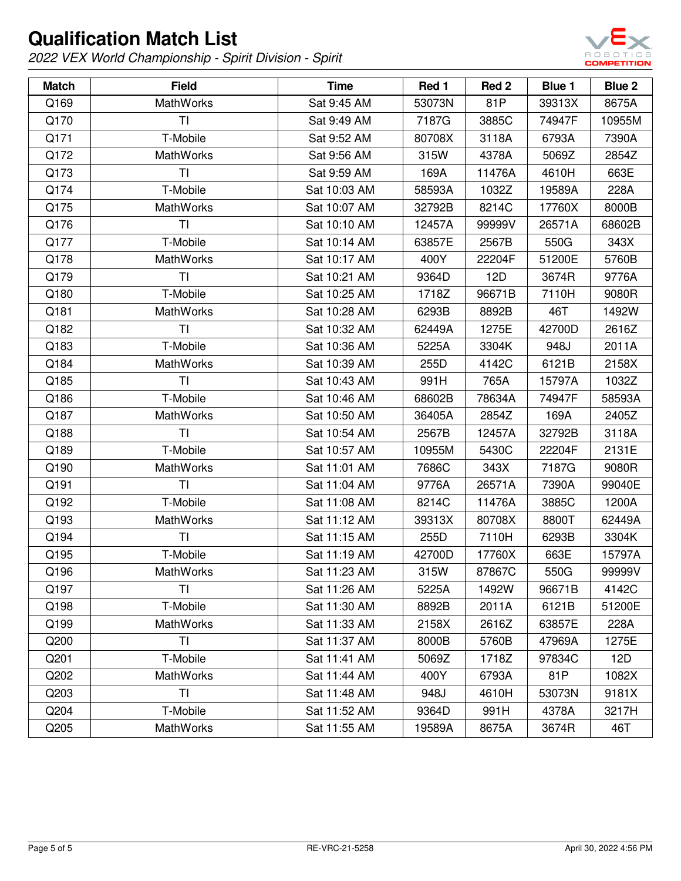# Qualification Match List

*2022 VEX World Championship - Spirit Division - Spirit*

| Match | Field | Time | Red 1 | Red 2 | Blue 1 | Blue 2 |
|---|---|---|---|---|---|---|
| Q169 | MathWorks | Sat 9:45 AM | 53073N | 81P | 39313X | 8675A |
| Q170 | TI | Sat 9:49 AM | 7187G | 3885C | 74947F | 10955M |
| Q171 | T-Mobile | Sat 9:52 AM | 80708X | 3118A | 6793A | 7390A |
| Q172 | MathWorks | Sat 9:56 AM | 315W | 4378A | 5069Z | 2854Z |
| Q173 | TI | Sat 9:59 AM | 169A | 11476A | 4610H | 663E |
| Q174 | T-Mobile | Sat 10:03 AM | 58593A | 1032Z | 19589A | 228A |
| Q175 | MathWorks | Sat 10:07 AM | 32792B | 8214C | 17760X | 8000B |
| Q176 | TI | Sat 10:10 AM | 12457A | 99999V | 26571A | 68602B |
| Q177 | T-Mobile | Sat 10:14 AM | 63857E | 2567B | 550G | 343X |
| Q178 | MathWorks | Sat 10:17 AM | 400Y | 22204F | 51200E | 5760B |
| Q179 | TI | Sat 10:21 AM | 9364D | 12D | 3674R | 9776A |
| Q180 | T-Mobile | Sat 10:25 AM | 1718Z | 96671B | 7110H | 9080R |
| Q181 | MathWorks | Sat 10:28 AM | 6293B | 8892B | 46T | 1492W |
| Q182 | TI | Sat 10:32 AM | 62449A | 1275E | 42700D | 2616Z |
| Q183 | T-Mobile | Sat 10:36 AM | 5225A | 3304K | 948J | 2011A |
| Q184 | MathWorks | Sat 10:39 AM | 255D | 4142C | 6121B | 2158X |
| Q185 | TI | Sat 10:43 AM | 991H | 765A | 15797A | 1032Z |
| Q186 | T-Mobile | Sat 10:46 AM | 68602B | 78634A | 74947F | 58593A |
| Q187 | MathWorks | Sat 10:50 AM | 36405A | 2854Z | 169A | 2405Z |
| Q188 | TI | Sat 10:54 AM | 2567B | 12457A | 32792B | 3118A |
| Q189 | T-Mobile | Sat 10:57 AM | 10955M | 5430C | 22204F | 2131E |
| Q190 | MathWorks | Sat 11:01 AM | 7686C | 343X | 7187G | 9080R |
| Q191 | TI | Sat 11:04 AM | 9776A | 26571A | 7390A | 99040E |
| Q192 | T-Mobile | Sat 11:08 AM | 8214C | 11476A | 3885C | 1200A |
| Q193 | MathWorks | Sat 11:12 AM | 39313X | 80708X | 8800T | 62449A |
| Q194 | TI | Sat 11:15 AM | 255D | 7110H | 6293B | 3304K |
| Q195 | T-Mobile | Sat 11:19 AM | 42700D | 17760X | 663E | 15797A |
| Q196 | MathWorks | Sat 11:23 AM | 315W | 87867C | 550G | 99999V |
| Q197 | TI | Sat 11:26 AM | 5225A | 1492W | 96671B | 4142C |
| Q198 | T-Mobile | Sat 11:30 AM | 8892B | 2011A | 6121B | 51200E |
| Q199 | MathWorks | Sat 11:33 AM | 2158X | 2616Z | 63857E | 228A |
| Q200 | TI | Sat 11:37 AM | 8000B | 5760B | 47969A | 1275E |
| Q201 | T-Mobile | Sat 11:41 AM | 5069Z | 1718Z | 97834C | 12D |
| Q202 | MathWorks | Sat 11:44 AM | 400Y | 6793A | 81P | 1082X |
| Q203 | TI | Sat 11:48 AM | 948J | 4610H | 53073N | 9181X |
| Q204 | T-Mobile | Sat 11:52 AM | 9364D | 991H | 4378A | 3217H |
| Q205 | MathWorks | Sat 11:55 AM | 19589A | 8675A | 3674R | 46T |

RE-VRC-21-5258

April 30, 2022 4:56 PM